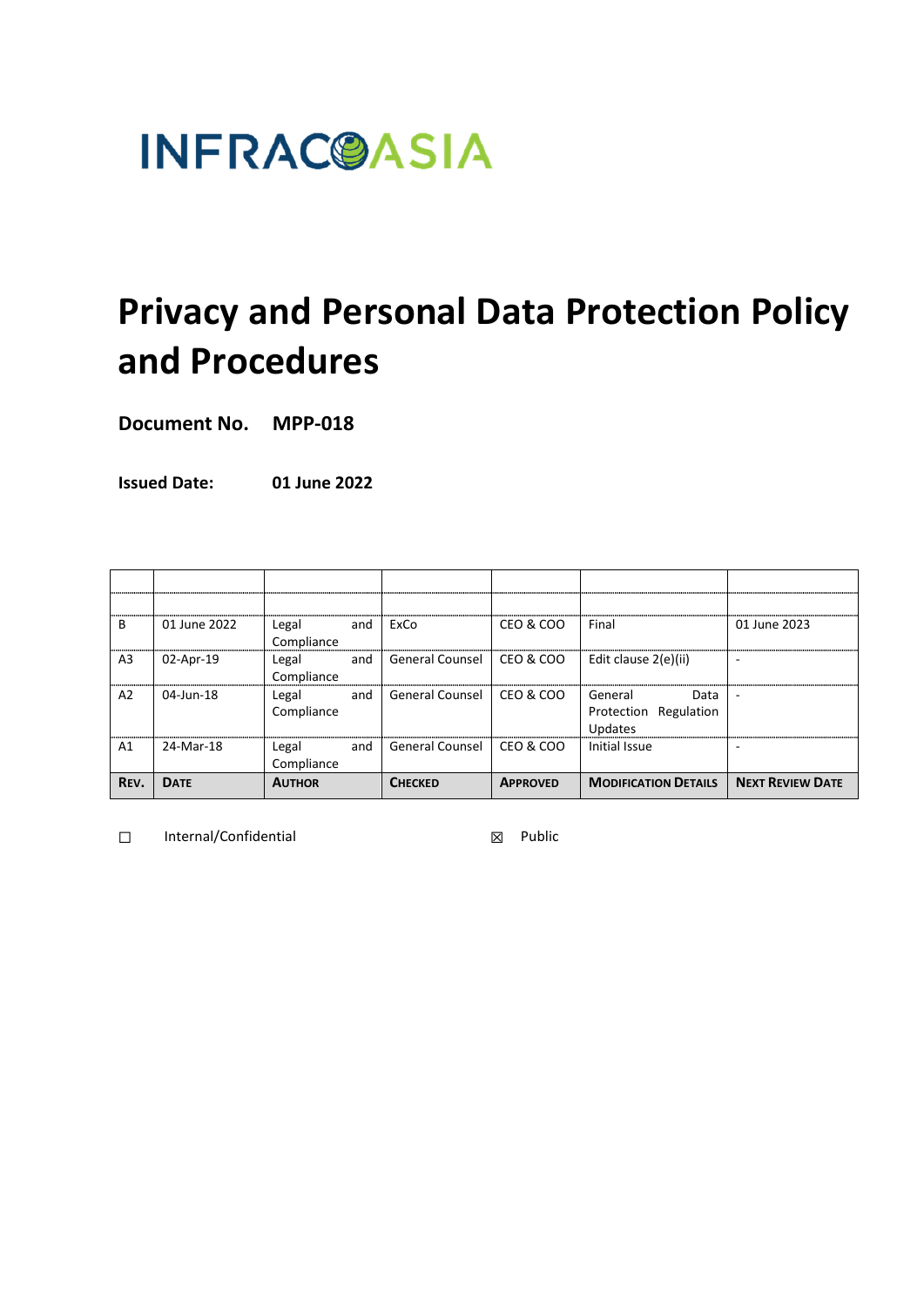INFRACOASIA

# Privacy and Personal Data Protection Policy and Procedures

**Document No.** **MPP-018**

**Issued Date:** **01 June 2022**

| | | | | | | |
|---|---|---|---|---|---|---|
| | | | | | | |
| B | 01 June 2022 | Legal and Compliance | ExCo | CEO & COO | Final | 01 June 2023 |
| A3 | 02-Apr-19 | Legal and Compliance | General Counsel | CEO & COO | Edit clause 2(e)(ii) | - |
| A2 | 04-Jun-18 | Legal and Compliance | General Counsel | CEO & COO | General Data Protection Regulation Updates | - |
| A1 | 24-Mar-18 | Legal and Compliance | General Counsel | CEO & COO | Initial Issue | - |
| **REV.** | **DATE** | **AUTHOR** | **CHECKED** | **APPROVED** | **MODIFICATION DETAILS** | **NEXT REVIEW DATE** |

☐ Internal/Confidential ☒ Public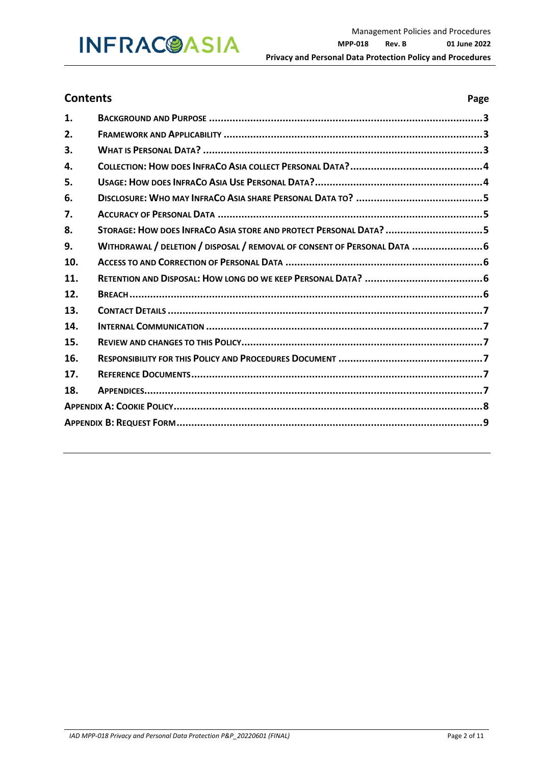## Contents

| | | Page |
|---|---|---|
| 1. | BACKGROUND AND PURPOSE | 3 |
| 2. | FRAMEWORK AND APPLICABILITY | 3 |
| 3. | WHAT IS PERSONAL DATA? | 3 |
| 4. | COLLECTION: HOW DOES INFRACO ASIA COLLECT PERSONAL DATA? | 4 |
| 5. | USAGE: HOW DOES INFRACO ASIA USE PERSONAL DATA? | 4 |
| 6. | DISCLOSURE: WHO MAY INFRACO ASIA SHARE PERSONAL DATA TO? | 5 |
| 7. | ACCURACY OF PERSONAL DATA | 5 |
| 8. | STORAGE: HOW DOES INFRACO ASIA STORE AND PROTECT PERSONAL DATA? | 5 |
| 9. | WITHDRAWAL / DELETION / DISPOSAL / REMOVAL OF CONSENT OF PERSONAL DATA | 6 |
| 10. | ACCESS TO AND CORRECTION OF PERSONAL DATA | 6 |
| 11. | RETENTION AND DISPOSAL: HOW LONG DO WE KEEP PERSONAL DATA? | 6 |
| 12. | BREACH | 6 |
| 13. | CONTACT DETAILS | 7 |
| 14. | INTERNAL COMMUNICATION | 7 |
| 15. | REVIEW AND CHANGES TO THIS POLICY | 7 |
| 16. | RESPONSIBILITY FOR THIS POLICY AND PROCEDURES DOCUMENT | 7 |
| 17. | REFERENCE DOCUMENTS | 7 |
| 18. | APPENDICES | 7 |
| APPENDIX A: COOKIE POLICY | | 8 |
| APPENDIX B: REQUEST FORM | | 9 |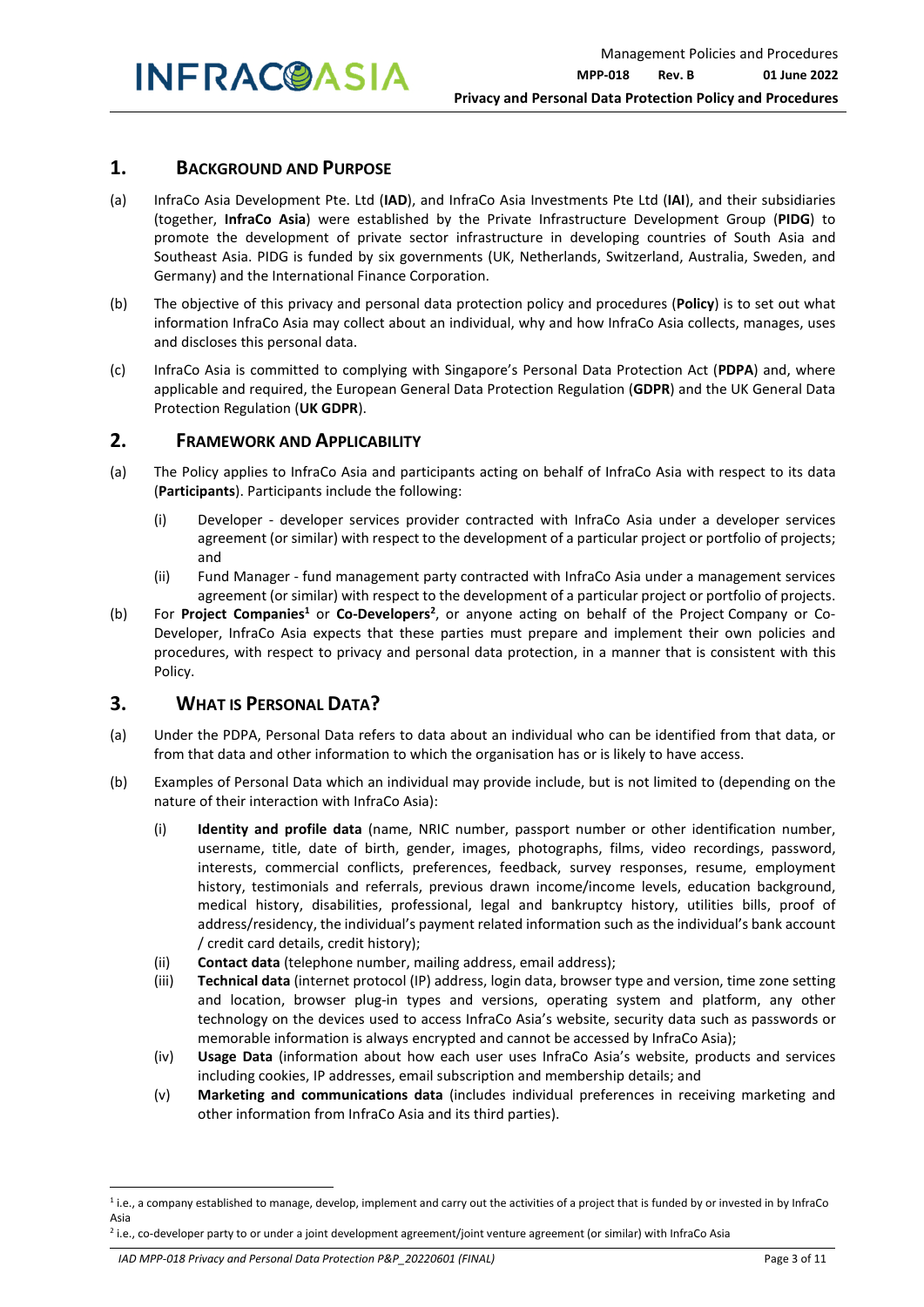## 1. Background and Purpose

(a) InfraCo Asia Development Pte. Ltd (**IAD**), and InfraCo Asia Investments Pte Ltd (**IAI**), and their subsidiaries (together, **InfraCo Asia**) were established by the Private Infrastructure Development Group (**PIDG**) to promote the development of private sector infrastructure in developing countries of South Asia and Southeast Asia. PIDG is funded by six governments (UK, Netherlands, Switzerland, Australia, Sweden, and Germany) and the International Finance Corporation.

(b) The objective of this privacy and personal data protection policy and procedures (**Policy**) is to set out what information InfraCo Asia may collect about an individual, why and how InfraCo Asia collects, manages, uses and discloses this personal data.

(c) InfraCo Asia is committed to complying with Singapore's Personal Data Protection Act (**PDPA**) and, where applicable and required, the European General Data Protection Regulation (**GDPR**) and the UK General Data Protection Regulation (**UK GDPR**).

## 2. Framework and Applicability

(a) The Policy applies to InfraCo Asia and participants acting on behalf of InfraCo Asia with respect to its data (**Participants**). Participants include the following:

(i) Developer - developer services provider contracted with InfraCo Asia under a developer services agreement (or similar) with respect to the development of a particular project or portfolio of projects; and

(ii) Fund Manager - fund management party contracted with InfraCo Asia under a management services agreement (or similar) with respect to the development of a particular project or portfolio of projects.

(b) For **Project Companies**[1] or **Co-Developers**[2], or anyone acting on behalf of the Project Company or Co-Developer, InfraCo Asia expects that these parties must prepare and implement their own policies and procedures, with respect to privacy and personal data protection, in a manner that is consistent with this Policy.

## 3. What is Personal Data?

(a) Under the PDPA, Personal Data refers to data about an individual who can be identified from that data, or from that data and other information to which the organisation has or is likely to have access.

(b) Examples of Personal Data which an individual may provide include, but is not limited to (depending on the nature of their interaction with InfraCo Asia):

(i) **Identity and profile data** (name, NRIC number, passport number or other identification number, username, title, date of birth, gender, images, photographs, films, video recordings, password, interests, commercial conflicts, preferences, feedback, survey responses, resume, employment history, testimonials and referrals, previous drawn income/income levels, education background, medical history, disabilities, professional, legal and bankruptcy history, utilities bills, proof of address/residency, the individual's payment related information such as the individual's bank account / credit card details, credit history);

(ii) **Contact data** (telephone number, mailing address, email address);

(iii) **Technical data** (internet protocol (IP) address, login data, browser type and version, time zone setting and location, browser plug-in types and versions, operating system and platform, any other technology on the devices used to access InfraCo Asia's website, security data such as passwords or memorable information is always encrypted and cannot be accessed by InfraCo Asia);

(iv) **Usage Data** (information about how each user uses InfraCo Asia's website, products and services including cookies, IP addresses, email subscription and membership details; and

(v) **Marketing and communications data** (includes individual preferences in receiving marketing and other information from InfraCo Asia and its third parties).

---

[1] i.e., a company established to manage, develop, implement and carry out the activities of a project that is funded by or invested in by InfraCo Asia

[2] i.e., co-developer party to or under a joint development agreement/joint venture agreement (or similar) with InfraCo Asia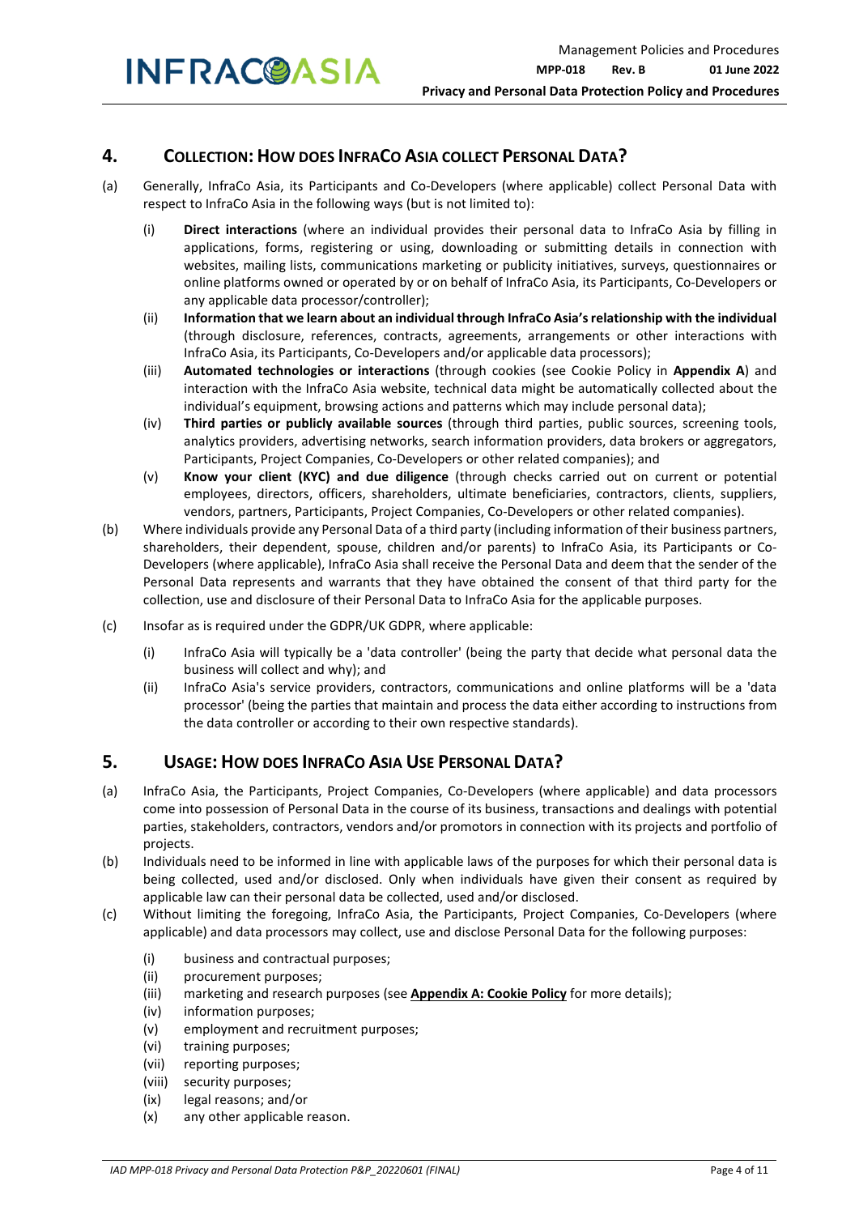## 4. COLLECTION: HOW DOES INFRACO ASIA COLLECT PERSONAL DATA?

(a) Generally, InfraCo Asia, its Participants and Co-Developers (where applicable) collect Personal Data with respect to InfraCo Asia in the following ways (but is not limited to):

(i) **Direct interactions** (where an individual provides their personal data to InfraCo Asia by filling in applications, forms, registering or using, downloading or submitting details in connection with websites, mailing lists, communications marketing or publicity initiatives, surveys, questionnaires or online platforms owned or operated by or on behalf of InfraCo Asia, its Participants, Co-Developers or any applicable data processor/controller);

(ii) **Information that we learn about an individual through InfraCo Asia's relationship with the individual** (through disclosure, references, contracts, agreements, arrangements or other interactions with InfraCo Asia, its Participants, Co-Developers and/or applicable data processors);

(iii) **Automated technologies or interactions** (through cookies (see Cookie Policy in **Appendix A**) and interaction with the InfraCo Asia website, technical data might be automatically collected about the individual's equipment, browsing actions and patterns which may include personal data);

(iv) **Third parties or publicly available sources** (through third parties, public sources, screening tools, analytics providers, advertising networks, search information providers, data brokers or aggregators, Participants, Project Companies, Co-Developers or other related companies); and

(v) **Know your client (KYC) and due diligence** (through checks carried out on current or potential employees, directors, officers, shareholders, ultimate beneficiaries, contractors, clients, suppliers, vendors, partners, Participants, Project Companies, Co-Developers or other related companies).

(b) Where individuals provide any Personal Data of a third party (including information of their business partners, shareholders, their dependent, spouse, children and/or parents) to InfraCo Asia, its Participants or Co-Developers (where applicable), InfraCo Asia shall receive the Personal Data and deem that the sender of the Personal Data represents and warrants that they have obtained the consent of that third party for the collection, use and disclosure of their Personal Data to InfraCo Asia for the applicable purposes.

(c) Insofar as is required under the GDPR/UK GDPR, where applicable:

(i) InfraCo Asia will typically be a 'data controller' (being the party that decide what personal data the business will collect and why); and

(ii) InfraCo Asia's service providers, contractors, communications and online platforms will be a 'data processor' (being the parties that maintain and process the data either according to instructions from the data controller or according to their own respective standards).

## 5. USAGE: HOW DOES INFRACO ASIA USE PERSONAL DATA?

(a) InfraCo Asia, the Participants, Project Companies, Co-Developers (where applicable) and data processors come into possession of Personal Data in the course of its business, transactions and dealings with potential parties, stakeholders, contractors, vendors and/or promotors in connection with its projects and portfolio of projects.

(b) Individuals need to be informed in line with applicable laws of the purposes for which their personal data is being collected, used and/or disclosed. Only when individuals have given their consent as required by applicable law can their personal data be collected, used and/or disclosed.

(c) Without limiting the foregoing, InfraCo Asia, the Participants, Project Companies, Co-Developers (where applicable) and data processors may collect, use and disclose Personal Data for the following purposes:

(i) business and contractual purposes;
(ii) procurement purposes;
(iii) marketing and research purposes (see **Appendix A: Cookie Policy** for more details);
(iv) information purposes;
(v) employment and recruitment purposes;
(vi) training purposes;
(vii) reporting purposes;
(viii) security purposes;
(ix) legal reasons; and/or
(x) any other applicable reason.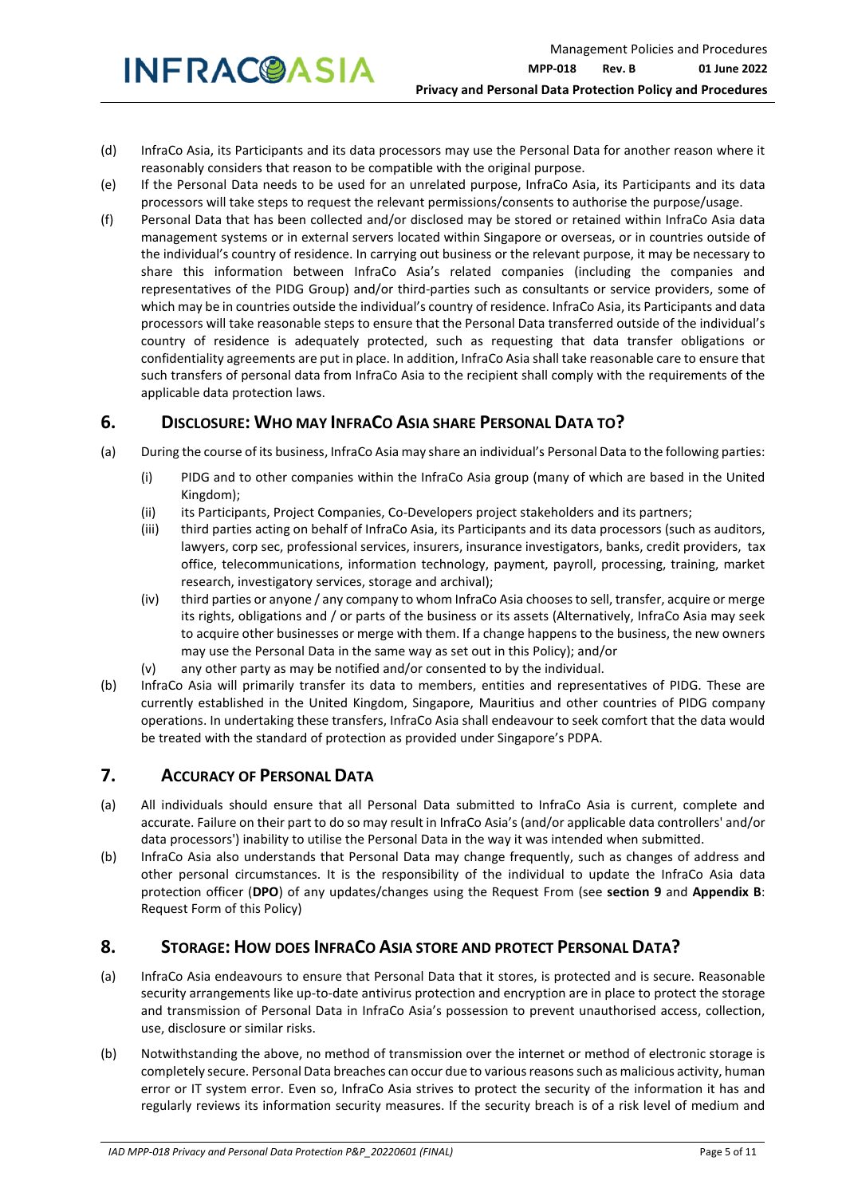(d) InfraCo Asia, its Participants and its data processors may use the Personal Data for another reason where it reasonably considers that reason to be compatible with the original purpose.

(e) If the Personal Data needs to be used for an unrelated purpose, InfraCo Asia, its Participants and its data processors will take steps to request the relevant permissions/consents to authorise the purpose/usage.

(f) Personal Data that has been collected and/or disclosed may be stored or retained within InfraCo Asia data management systems or in external servers located within Singapore or overseas, or in countries outside of the individual's country of residence. In carrying out business or the relevant purpose, it may be necessary to share this information between InfraCo Asia's related companies (including the companies and representatives of the PIDG Group) and/or third-parties such as consultants or service providers, some of which may be in countries outside the individual's country of residence. InfraCo Asia, its Participants and data processors will take reasonable steps to ensure that the Personal Data transferred outside of the individual's country of residence is adequately protected, such as requesting that data transfer obligations or confidentiality agreements are put in place. In addition, InfraCo Asia shall take reasonable care to ensure that such transfers of personal data from InfraCo Asia to the recipient shall comply with the requirements of the applicable data protection laws.

## 6. DISCLOSURE: WHO MAY INFRACO ASIA SHARE PERSONAL DATA TO?

(a) During the course of its business, InfraCo Asia may share an individual's Personal Data to the following parties:

   (i) PIDG and to other companies within the InfraCo Asia group (many of which are based in the United Kingdom);

   (ii) its Participants, Project Companies, Co-Developers project stakeholders and its partners;

   (iii) third parties acting on behalf of InfraCo Asia, its Participants and its data processors (such as auditors, lawyers, corp sec, professional services, insurers, insurance investigators, banks, credit providers, tax office, telecommunications, information technology, payment, payroll, processing, training, market research, investigatory services, storage and archival);

   (iv) third parties or anyone / any company to whom InfraCo Asia chooses to sell, transfer, acquire or merge its rights, obligations and / or parts of the business or its assets (Alternatively, InfraCo Asia may seek to acquire other businesses or merge with them. If a change happens to the business, the new owners may use the Personal Data in the same way as set out in this Policy); and/or

   (v) any other party as may be notified and/or consented to by the individual.

(b) InfraCo Asia will primarily transfer its data to members, entities and representatives of PIDG. These are currently established in the United Kingdom, Singapore, Mauritius and other countries of PIDG company operations. In undertaking these transfers, InfraCo Asia shall endeavour to seek comfort that the data would be treated with the standard of protection as provided under Singapore's PDPA.

## 7. ACCURACY OF PERSONAL DATA

(a) All individuals should ensure that all Personal Data submitted to InfraCo Asia is current, complete and accurate. Failure on their part to do so may result in InfraCo Asia's (and/or applicable data controllers' and/or data processors') inability to utilise the Personal Data in the way it was intended when submitted.

(b) InfraCo Asia also understands that Personal Data may change frequently, such as changes of address and other personal circumstances. It is the responsibility of the individual to update the InfraCo Asia data protection officer (**DPO**) of any updates/changes using the Request From (see **section 9** and **Appendix B**: Request Form of this Policy)

## 8. STORAGE: HOW DOES INFRACO ASIA STORE AND PROTECT PERSONAL DATA?

(a) InfraCo Asia endeavours to ensure that Personal Data that it stores, is protected and is secure. Reasonable security arrangements like up-to-date antivirus protection and encryption are in place to protect the storage and transmission of Personal Data in InfraCo Asia's possession to prevent unauthorised access, collection, use, disclosure or similar risks.

(b) Notwithstanding the above, no method of transmission over the internet or method of electronic storage is completely secure. Personal Data breaches can occur due to various reasons such as malicious activity, human error or IT system error. Even so, InfraCo Asia strives to protect the security of the information it has and regularly reviews its information security measures. If the security breach is of a risk level of medium and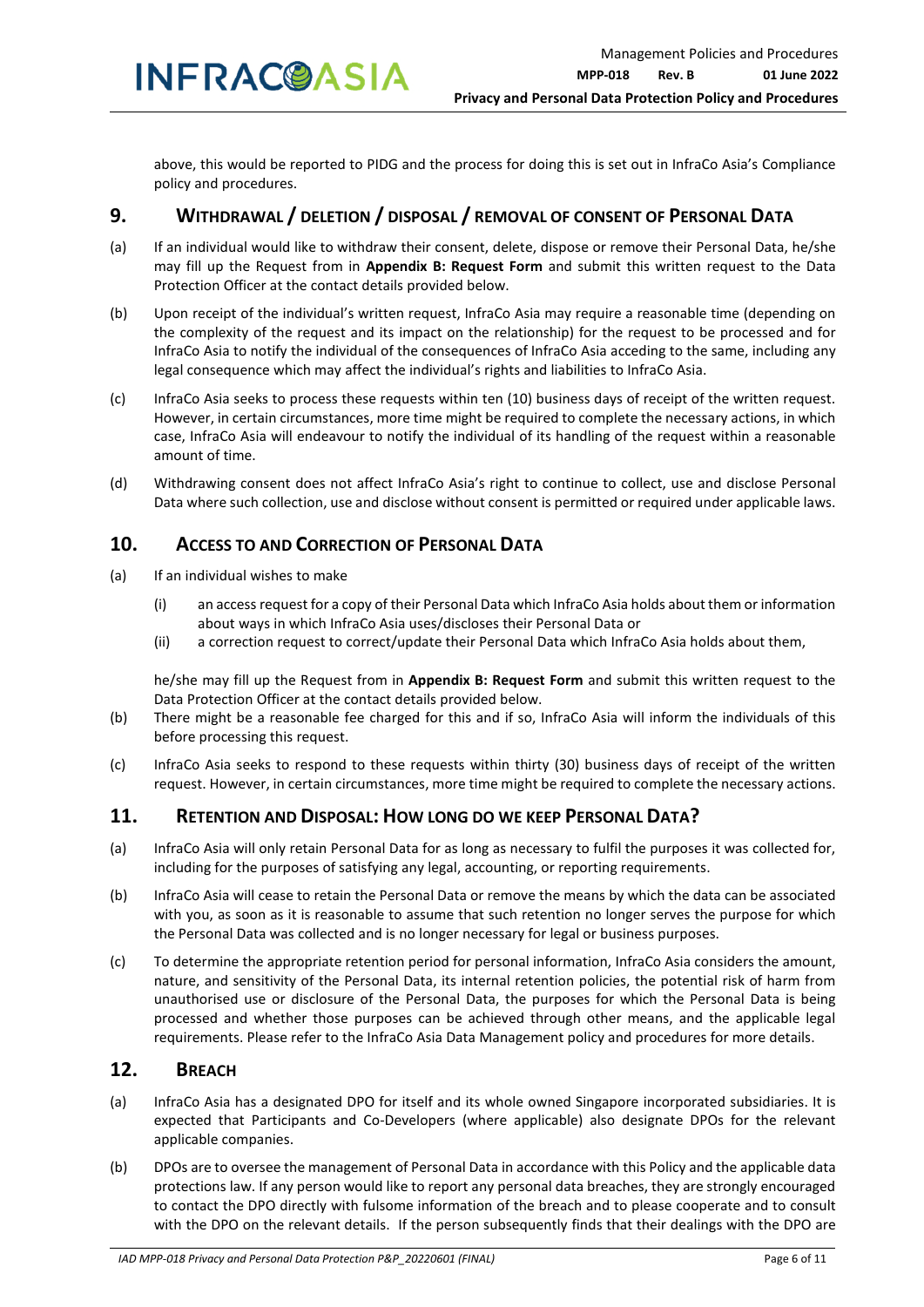above, this would be reported to PIDG and the process for doing this is set out in InfraCo Asia's Compliance policy and procedures.

## 9. WITHDRAWAL / DELETION / DISPOSAL / REMOVAL OF CONSENT OF PERSONAL DATA

(a) If an individual would like to withdraw their consent, delete, dispose or remove their Personal Data, he/she may fill up the Request from in **Appendix B: Request Form** and submit this written request to the Data Protection Officer at the contact details provided below.

(b) Upon receipt of the individual's written request, InfraCo Asia may require a reasonable time (depending on the complexity of the request and its impact on the relationship) for the request to be processed and for InfraCo Asia to notify the individual of the consequences of InfraCo Asia acceding to the same, including any legal consequence which may affect the individual's rights and liabilities to InfraCo Asia.

(c) InfraCo Asia seeks to process these requests within ten (10) business days of receipt of the written request. However, in certain circumstances, more time might be required to complete the necessary actions, in which case, InfraCo Asia will endeavour to notify the individual of its handling of the request within a reasonable amount of time.

(d) Withdrawing consent does not affect InfraCo Asia's right to continue to collect, use and disclose Personal Data where such collection, use and disclose without consent is permitted or required under applicable laws.

## 10. ACCESS TO AND CORRECTION OF PERSONAL DATA

(a) If an individual wishes to make

   (i) an access request for a copy of their Personal Data which InfraCo Asia holds about them or information about ways in which InfraCo Asia uses/discloses their Personal Data or

   (ii) a correction request to correct/update their Personal Data which InfraCo Asia holds about them,

   he/she may fill up the Request from in **Appendix B: Request Form** and submit this written request to the Data Protection Officer at the contact details provided below.

(b) There might be a reasonable fee charged for this and if so, InfraCo Asia will inform the individuals of this before processing this request.

(c) InfraCo Asia seeks to respond to these requests within thirty (30) business days of receipt of the written request. However, in certain circumstances, more time might be required to complete the necessary actions.

## 11. RETENTION AND DISPOSAL: HOW LONG DO WE KEEP PERSONAL DATA?

(a) InfraCo Asia will only retain Personal Data for as long as necessary to fulfil the purposes it was collected for, including for the purposes of satisfying any legal, accounting, or reporting requirements.

(b) InfraCo Asia will cease to retain the Personal Data or remove the means by which the data can be associated with you, as soon as it is reasonable to assume that such retention no longer serves the purpose for which the Personal Data was collected and is no longer necessary for legal or business purposes.

(c) To determine the appropriate retention period for personal information, InfraCo Asia considers the amount, nature, and sensitivity of the Personal Data, its internal retention policies, the potential risk of harm from unauthorised use or disclosure of the Personal Data, the purposes for which the Personal Data is being processed and whether those purposes can be achieved through other means, and the applicable legal requirements. Please refer to the InfraCo Asia Data Management policy and procedures for more details.

## 12. BREACH

(a) InfraCo Asia has a designated DPO for itself and its whole owned Singapore incorporated subsidiaries. It is expected that Participants and Co-Developers (where applicable) also designate DPOs for the relevant applicable companies.

(b) DPOs are to oversee the management of Personal Data in accordance with this Policy and the applicable data protections law. If any person would like to report any personal data breaches, they are strongly encouraged to contact the DPO directly with fulsome information of the breach and to please cooperate and to consult with the DPO on the relevant details. If the person subsequently finds that their dealings with the DPO are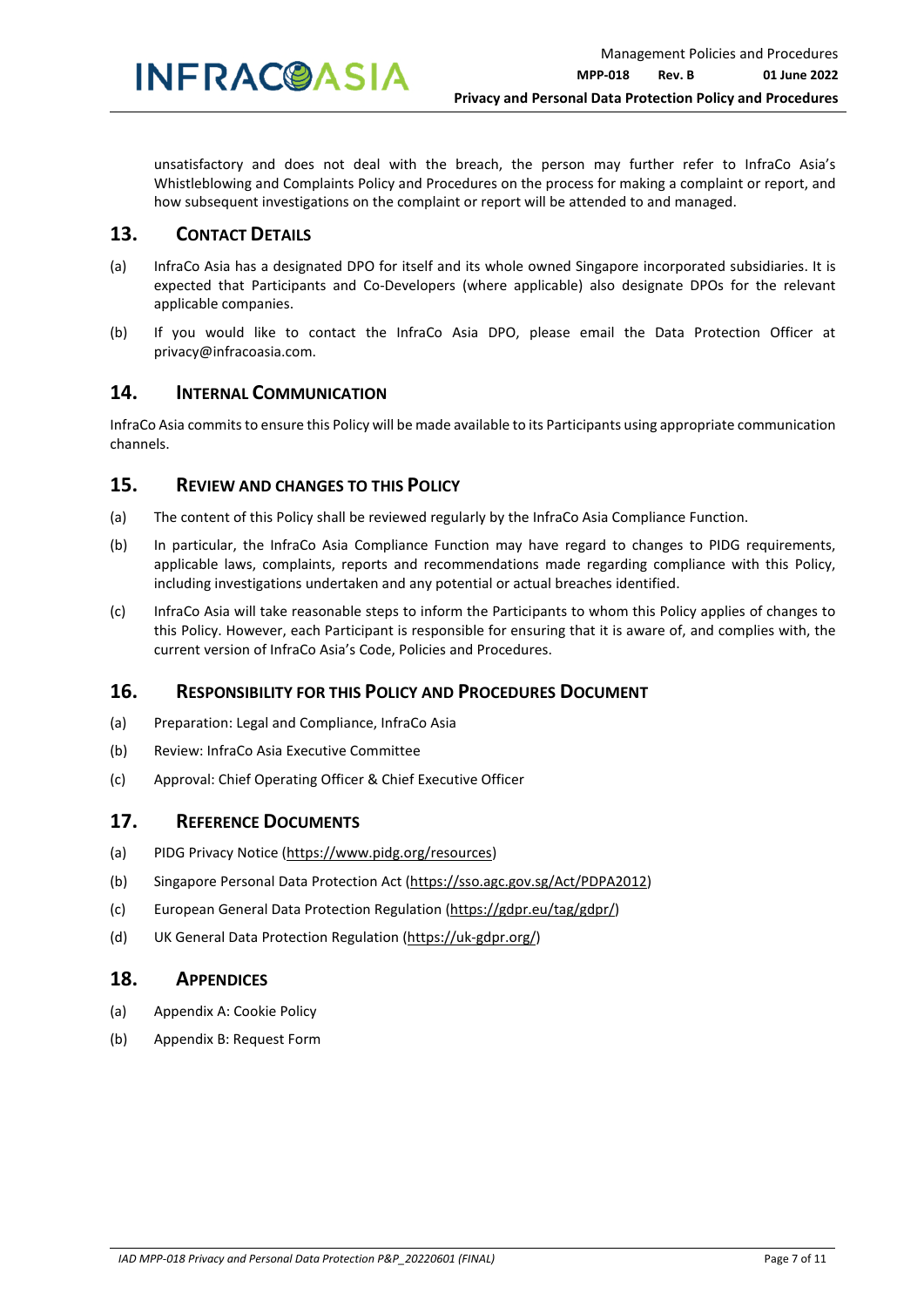unsatisfactory and does not deal with the breach, the person may further refer to InfraCo Asia's Whistleblowing and Complaints Policy and Procedures on the process for making a complaint or report, and how subsequent investigations on the complaint or report will be attended to and managed.

## 13. Contact Details

(a) InfraCo Asia has a designated DPO for itself and its whole owned Singapore incorporated subsidiaries. It is expected that Participants and Co-Developers (where applicable) also designate DPOs for the relevant applicable companies.

(b) If you would like to contact the InfraCo Asia DPO, please email the Data Protection Officer at privacy@infracoasia.com.

## 14. Internal Communication

InfraCo Asia commits to ensure this Policy will be made available to its Participants using appropriate communication channels.

## 15. Review and Changes to this Policy

(a) The content of this Policy shall be reviewed regularly by the InfraCo Asia Compliance Function.

(b) In particular, the InfraCo Asia Compliance Function may have regard to changes to PIDG requirements, applicable laws, complaints, reports and recommendations made regarding compliance with this Policy, including investigations undertaken and any potential or actual breaches identified.

(c) InfraCo Asia will take reasonable steps to inform the Participants to whom this Policy applies of changes to this Policy. However, each Participant is responsible for ensuring that it is aware of, and complies with, the current version of InfraCo Asia's Code, Policies and Procedures.

## 16. Responsibility for this Policy and Procedures Document

(a) Preparation: Legal and Compliance, InfraCo Asia

(b) Review: InfraCo Asia Executive Committee

(c) Approval: Chief Operating Officer & Chief Executive Officer

## 17. Reference Documents

(a) PIDG Privacy Notice (https://www.pidg.org/resources)

(b) Singapore Personal Data Protection Act (https://sso.agc.gov.sg/Act/PDPA2012)

(c) European General Data Protection Regulation (https://gdpr.eu/tag/gdpr/)

(d) UK General Data Protection Regulation (https://uk-gdpr.org/)

## 18. Appendices

(a) Appendix A: Cookie Policy

(b) Appendix B: Request Form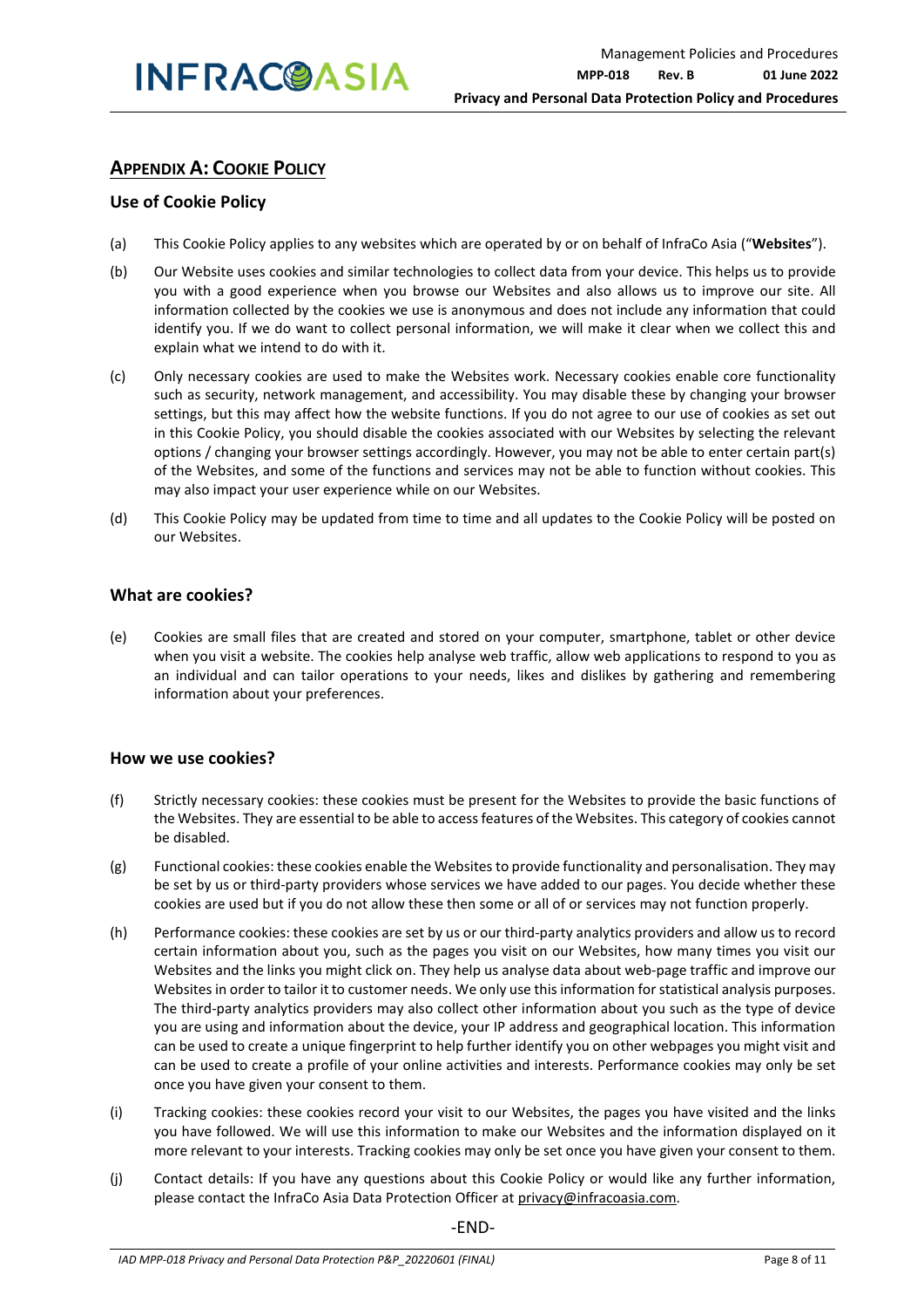## APPENDIX A: COOKIE POLICY

### Use of Cookie Policy

(a) This Cookie Policy applies to any websites which are operated by or on behalf of InfraCo Asia ("**Websites**").

(b) Our Website uses cookies and similar technologies to collect data from your device. This helps us to provide you with a good experience when you browse our Websites and also allows us to improve our site. All information collected by the cookies we use is anonymous and does not include any information that could identify you. If we do want to collect personal information, we will make it clear when we collect this and explain what we intend to do with it.

(c) Only necessary cookies are used to make the Websites work. Necessary cookies enable core functionality such as security, network management, and accessibility. You may disable these by changing your browser settings, but this may affect how the website functions. If you do not agree to our use of cookies as set out in this Cookie Policy, you should disable the cookies associated with our Websites by selecting the relevant options / changing your browser settings accordingly. However, you may not be able to enter certain part(s) of the Websites, and some of the functions and services may not be able to function without cookies. This may also impact your user experience while on our Websites.

(d) This Cookie Policy may be updated from time to time and all updates to the Cookie Policy will be posted on our Websites.

### What are cookies?

(e) Cookies are small files that are created and stored on your computer, smartphone, tablet or other device when you visit a website. The cookies help analyse web traffic, allow web applications to respond to you as an individual and can tailor operations to your needs, likes and dislikes by gathering and remembering information about your preferences.

### How we use cookies?

(f) Strictly necessary cookies: these cookies must be present for the Websites to provide the basic functions of the Websites. They are essential to be able to access features of the Websites. This category of cookies cannot be disabled.

(g) Functional cookies: these cookies enable the Websites to provide functionality and personalisation. They may be set by us or third-party providers whose services we have added to our pages. You decide whether these cookies are used but if you do not allow these then some or all of or services may not function properly.

(h) Performance cookies: these cookies are set by us or our third-party analytics providers and allow us to record certain information about you, such as the pages you visit on our Websites, how many times you visit our Websites and the links you might click on. They help us analyse data about web-page traffic and improve our Websites in order to tailor it to customer needs. We only use this information for statistical analysis purposes. The third-party analytics providers may also collect other information about you such as the type of device you are using and information about the device, your IP address and geographical location. This information can be used to create a unique fingerprint to help further identify you on other webpages you might visit and can be used to create a profile of your online activities and interests. Performance cookies may only be set once you have given your consent to them.

(i) Tracking cookies: these cookies record your visit to our Websites, the pages you have visited and the links you have followed. We will use this information to make our Websites and the information displayed on it more relevant to your interests. Tracking cookies may only be set once you have given your consent to them.

(j) Contact details: If you have any questions about this Cookie Policy or would like any further information, please contact the InfraCo Asia Data Protection Officer at privacy@infracoasia.com.

-END-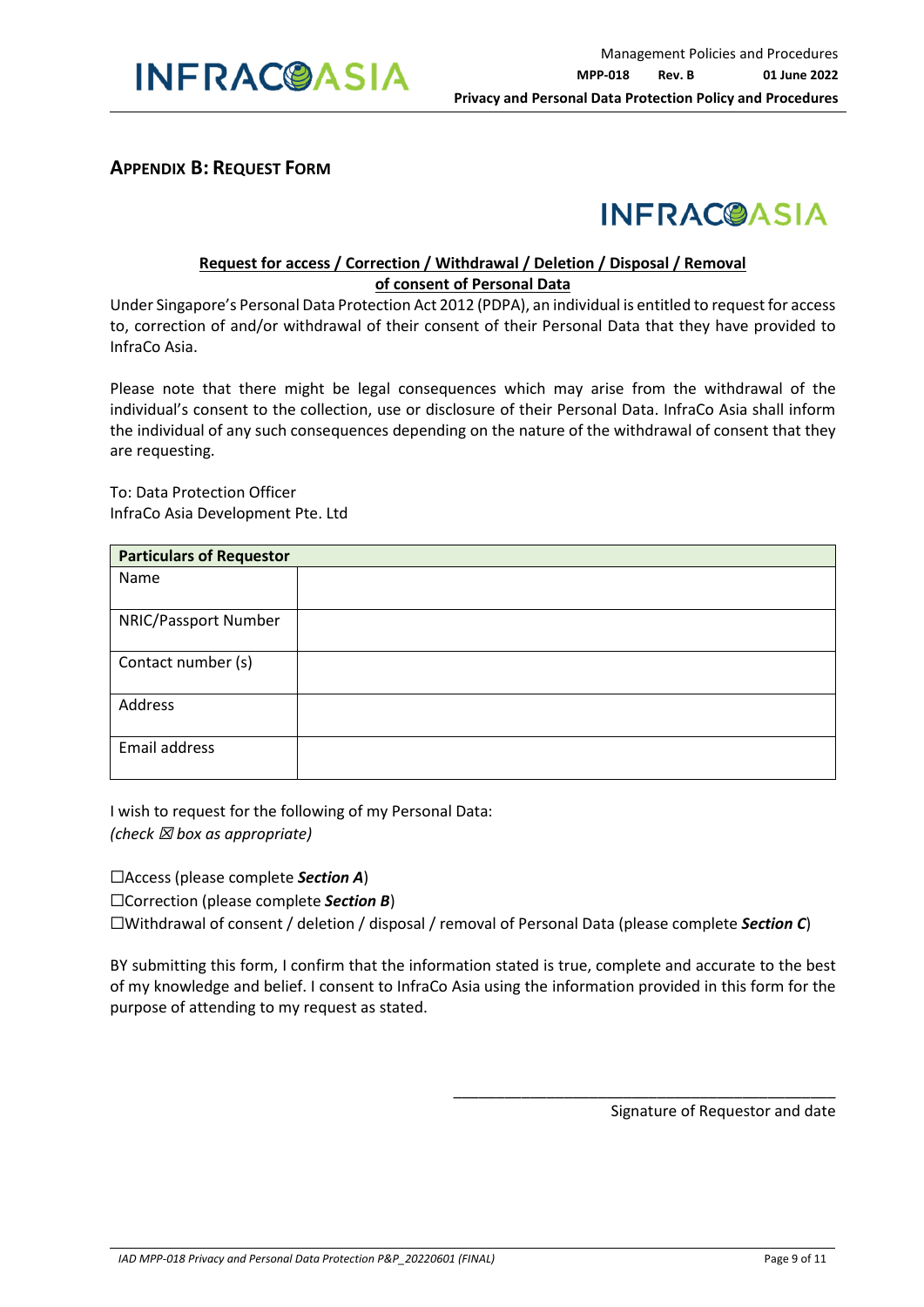## APPENDIX B: REQUEST FORM

**INFRACOASIA**

**Request for access / Correction / Withdrawal / Deletion / Disposal / Removal of consent of Personal Data**

Under Singapore's Personal Data Protection Act 2012 (PDPA), an individual is entitled to request for access to, correction of and/or withdrawal of their consent of their Personal Data that they have provided to InfraCo Asia.

Please note that there might be legal consequences which may arise from the withdrawal of the individual's consent to the collection, use or disclosure of their Personal Data. InfraCo Asia shall inform the individual of any such consequences depending on the nature of the withdrawal of consent that they are requesting.

To: Data Protection Officer
InfraCo Asia Development Pte. Ltd

| **Particulars of Requestor** | |
|---|---|
| Name | |
| NRIC/Passport Number | |
| Contact number (s) | |
| Address | |
| Email address | |

I wish to request for the following of my Personal Data:
*(check ☒ box as appropriate)*

☐Access (please complete ***Section A***)
☐Correction (please complete ***Section B***)
☐Withdrawal of consent / deletion / disposal / removal of Personal Data (please complete ***Section C***)

BY submitting this form, I confirm that the information stated is true, complete and accurate to the best of my knowledge and belief. I consent to InfraCo Asia using the information provided in this form for the purpose of attending to my request as stated.

\_\_\_\_\_\_\_\_\_\_\_\_\_\_\_\_\_\_\_\_\_\_\_\_\_\_\_\_\_\_\_\_\_\_\_\_\_\_\_\_
Signature of Requestor and date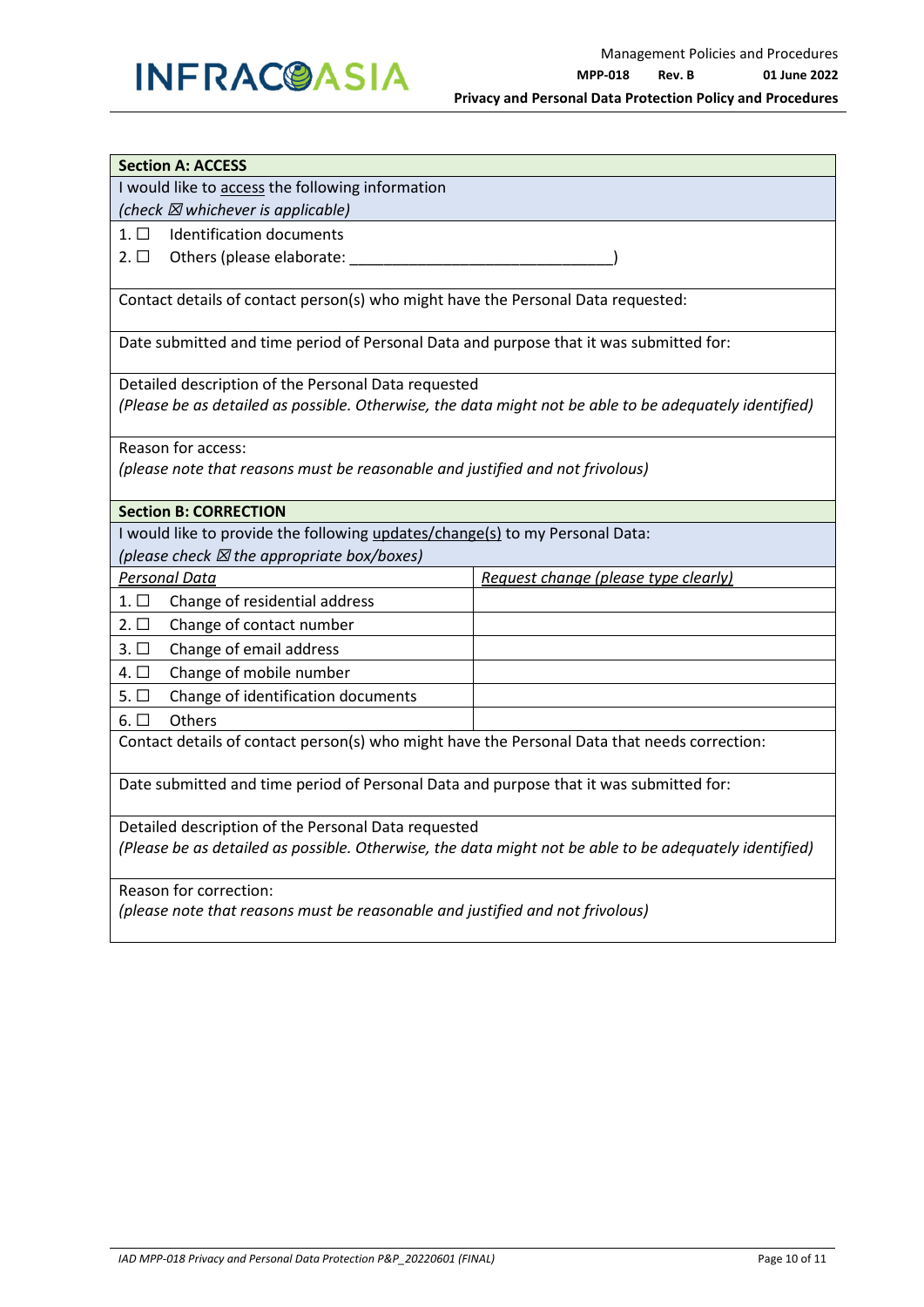| **Section A: ACCESS** |
|---|
| I would like to <u>access</u> the following information<br>*(check ☒ whichever is applicable)* |
| 1. ☐ Identification documents<br>2. ☐ Others (please elaborate: _______________________________) |
| Contact details of contact person(s) who might have the Personal Data requested: |
| Date submitted and time period of Personal Data and purpose that it was submitted for: |
| Detailed description of the Personal Data requested<br>*(Please be as detailed as possible. Otherwise, the data might not be able to be adequately identified)* |
| Reason for access:<br>*(please note that reasons must be reasonable and justified and not frivolous)* |

| **Section B: CORRECTION** | |
|---|---|
| I would like to provide the following <u>updates/change(s)</u> to my Personal Data:<br>*(please check ☒ the appropriate box/boxes)* | |
| *<u>Personal Data</u>* | *<u>Request change (please type clearly)</u>* |
| 1. ☐ Change of residential address | |
| 2. ☐ Change of contact number | |
| 3. ☐ Change of email address | |
| 4. ☐ Change of mobile number | |
| 5. ☐ Change of identification documents | |
| 6. ☐ Others | |
| Contact details of contact person(s) who might have the Personal Data that needs correction: | |
| Date submitted and time period of Personal Data and purpose that it was submitted for: | |
| Detailed description of the Personal Data requested<br>*(Please be as detailed as possible. Otherwise, the data might not be able to be adequately identified)* | |
| Reason for correction:<br>*(please note that reasons must be reasonable and justified and not frivolous)* | |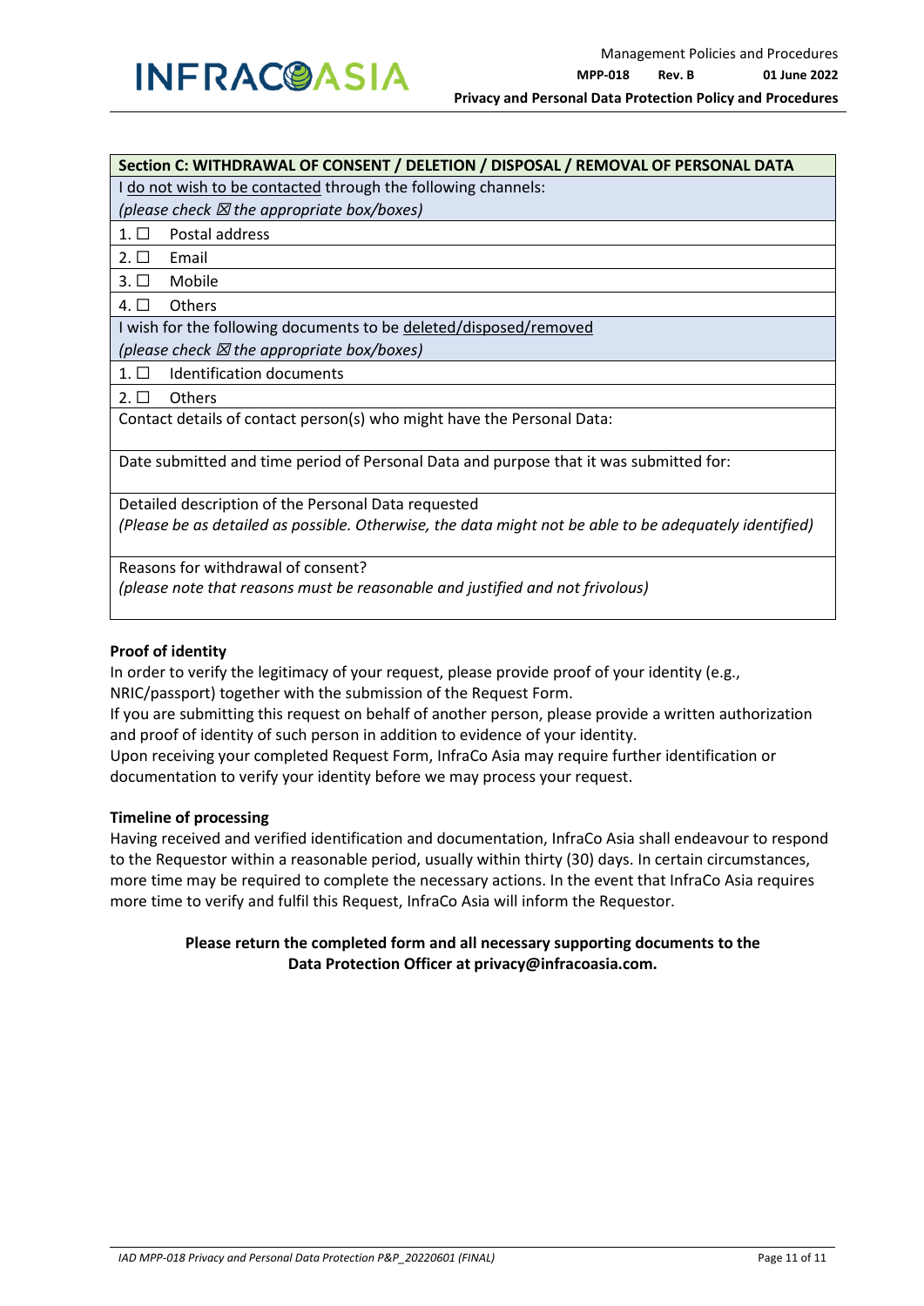| Section C: WITHDRAWAL OF CONSENT / DELETION / DISPOSAL / REMOVAL OF PERSONAL DATA |
|---|
| I do not wish to be contacted through the following channels:<br>*(please check ☒ the appropriate box/boxes)* |
| 1. ☐ Postal address |
| 2. ☐ Email |
| 3. ☐ Mobile |
| 4. ☐ Others |
| I wish for the following documents to be deleted/disposed/removed<br>*(please check ☒ the appropriate box/boxes)* |
| 1. ☐ Identification documents |
| 2. ☐ Others |
| Contact details of contact person(s) who might have the Personal Data: |
| Date submitted and time period of Personal Data and purpose that it was submitted for: |
| Detailed description of the Personal Data requested<br>*(Please be as detailed as possible. Otherwise, the data might not be able to be adequately identified)* |
| Reasons for withdrawal of consent?<br>*(please note that reasons must be reasonable and justified and not frivolous)* |

**Proof of identity**

In order to verify the legitimacy of your request, please provide proof of your identity (e.g., NRIC/passport) together with the submission of the Request Form.
If you are submitting this request on behalf of another person, please provide a written authorization and proof of identity of such person in addition to evidence of your identity.
Upon receiving your completed Request Form, InfraCo Asia may require further identification or documentation to verify your identity before we may process your request.

**Timeline of processing**

Having received and verified identification and documentation, InfraCo Asia shall endeavour to respond to the Requestor within a reasonable period, usually within thirty (30) days. In certain circumstances, more time may be required to complete the necessary actions. In the event that InfraCo Asia requires more time to verify and fulfil this Request, InfraCo Asia will inform the Requestor.

**Please return the completed form and all necessary supporting documents to the Data Protection Officer at privacy@infracoasia.com.**